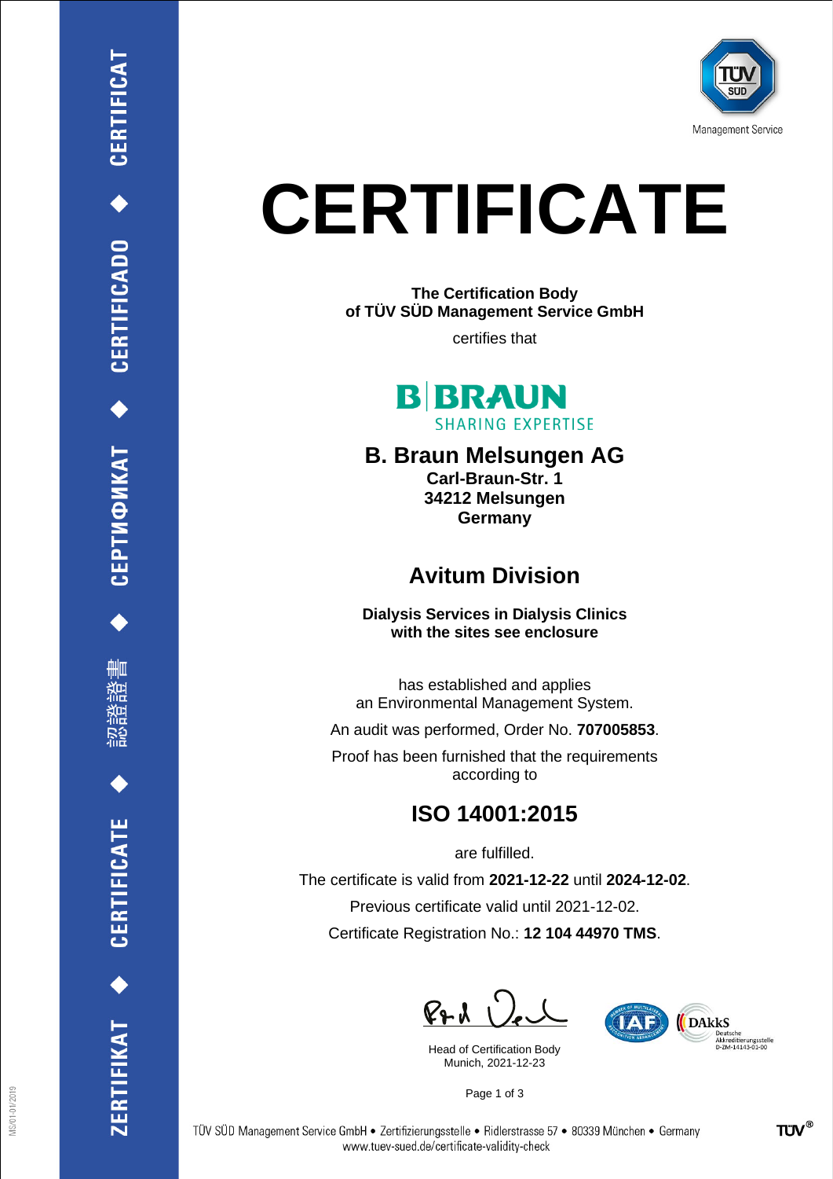# CERTIFICATE

**The Certification Body**
**of TÜV SÜD Management Service GmbH**

certifies that

## B. Braun Melsungen AG

**Carl-Braun-Str. 1**
**34212 Melsungen**
**Germany**

## Avitum Division

**Dialysis Services in Dialysis Clinics**
**with the sites see enclosure**

has established and applies
an Environmental Management System.

An audit was performed, Order No. **707005853**.

Proof has been furnished that the requirements
according to

## ISO 14001:2015

are fulfilled.

The certificate is valid from **2021-12-22** until **2024-12-02**.

Previous certificate valid until 2021-12-02.

Certificate Registration No.: **12 104 44970 TMS**.

Head of Certification Body
Munich, 2021-12-23

TÜV SÜD Management Service GmbH • Zertifizierungsstelle • Ridlerstrasse 57 • 80339 München • Germany
www.tuev-sued.de/certificate-validity-check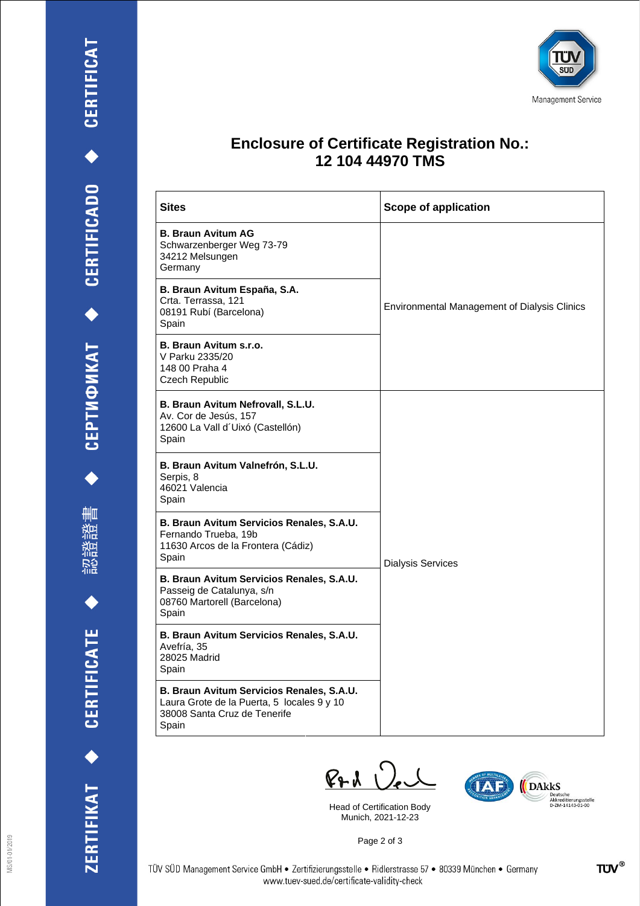# Enclosure of Certificate Registration No.: 12 104 44970 TMS

| Sites | Scope of application |
| --- | --- |
| **B. Braun Avitum AG**<br>Schwarzenberger Weg 73-79<br>34212 Melsungen<br>Germany | Environmental Management of Dialysis Clinics |
| **B. Braun Avitum España, S.A.**<br>Crta. Terrassa, 121<br>08191 Rubí (Barcelona)<br>Spain | |
| **B. Braun Avitum s.r.o.**<br>V Parku 2335/20<br>148 00 Praha 4<br>Czech Republic | |
| **B. Braun Avitum Nefrovall, S.L.U.**<br>Av. Cor de Jesús, 157<br>12600 La Vall d´Uixó (Castellón)<br>Spain | Dialysis Services |
| **B. Braun Avitum Valnefrón, S.L.U.**<br>Serpis, 8<br>46021 Valencia<br>Spain | |
| **B. Braun Avitum Servicios Renales, S.A.U.**<br>Fernando Trueba, 19b<br>11630 Arcos de la Frontera (Cádiz)<br>Spain | |
| **B. Braun Avitum Servicios Renales, S.A.U.**<br>Passeig de Catalunya, s/n<br>08760 Martorell (Barcelona)<br>Spain | |
| **B. Braun Avitum Servicios Renales, S.A.U.**<br>Avefría, 35<br>28025 Madrid<br>Spain | |
| **B. Braun Avitum Servicios Renales, S.A.U.**<br>Laura Grote de la Puerta, 5 locales 9 y 10<br>38008 Santa Cruz de Tenerife<br>Spain | |

Head of Certification Body
Munich, 2021-12-23

TÜV SÜD Management Service GmbH • Zertifizierungsstelle • Ridlerstrasse 57 • 80339 München • Germany
www.tuev-sued.de/certificate-validity-check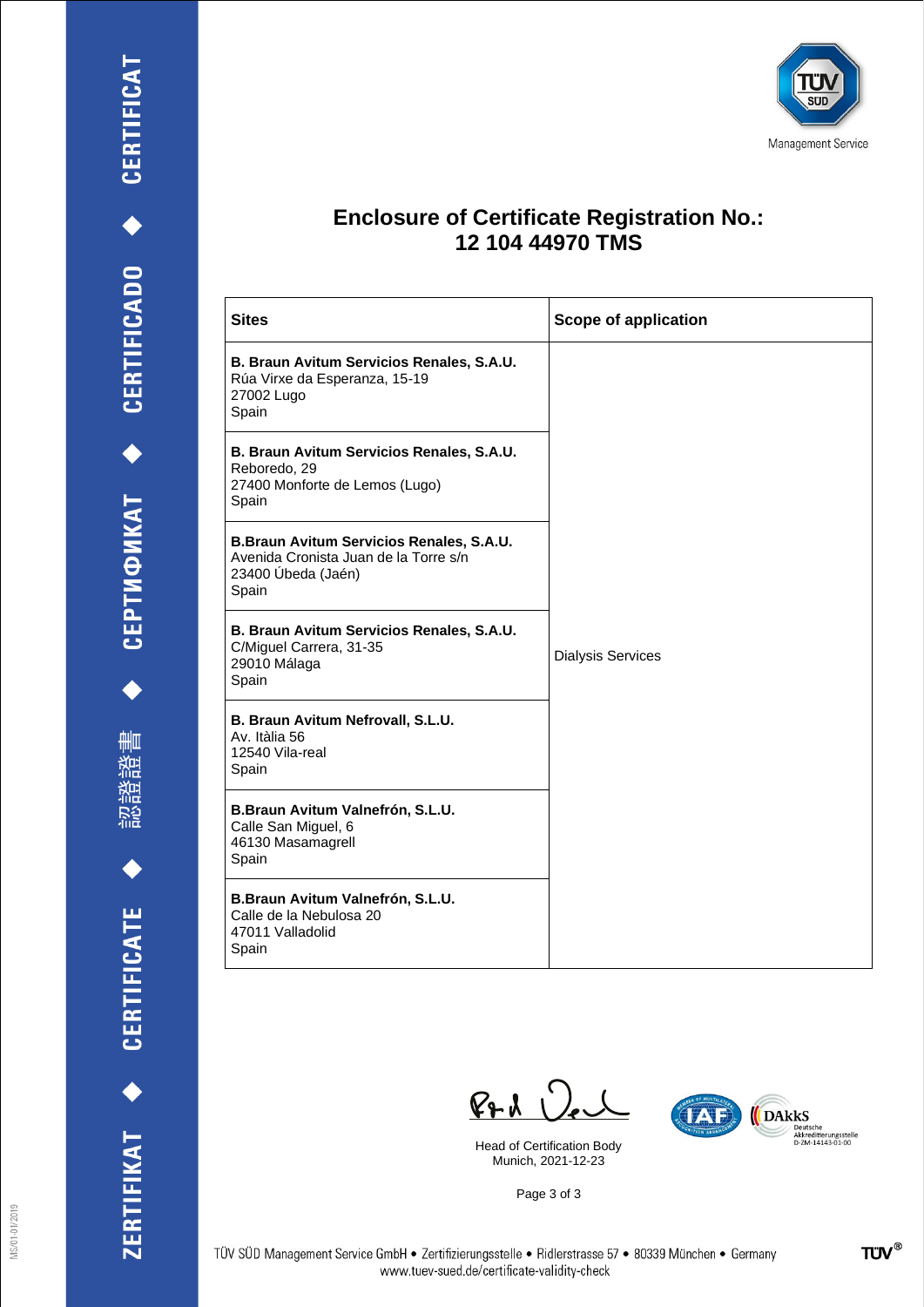## Enclosure of Certificate Registration No.: 12 104 44970 TMS

| Sites | Scope of application |
|---|---|
| **B. Braun Avitum Servicios Renales, S.A.U.**<br>Rúa Virxe da Esperanza, 15-19<br>27002 Lugo<br>Spain | Dialysis Services |
| **B. Braun Avitum Servicios Renales, S.A.U.**<br>Reboredo, 29<br>27400 Monforte de Lemos (Lugo)<br>Spain | |
| **B.Braun Avitum Servicios Renales, S.A.U.**<br>Avenida Cronista Juan de la Torre s/n<br>23400 Úbeda (Jaén)<br>Spain | |
| **B. Braun Avitum Servicios Renales, S.A.U.**<br>C/Miguel Carrera, 31-35<br>29010 Málaga<br>Spain | |
| **B. Braun Avitum Nefrovall, S.L.U.**<br>Av. Itàlia 56<br>12540 Vila-real<br>Spain | |
| **B.Braun Avitum Valnefrón, S.L.U.**<br>Calle San Miguel, 6<br>46130 Masamagrell<br>Spain | |
| **B.Braun Avitum Valnefrón, S.L.U.**<br>Calle de la Nebulosa 20<br>47011 Valladolid<br>Spain | |

Head of Certification Body
Munich, 2021-12-23

TÜV SÜD Management Service GmbH • Zertifizierungsstelle • Ridlerstrasse 57 • 80339 München • Germany
www.tuev-sued.de/certificate-validity-check